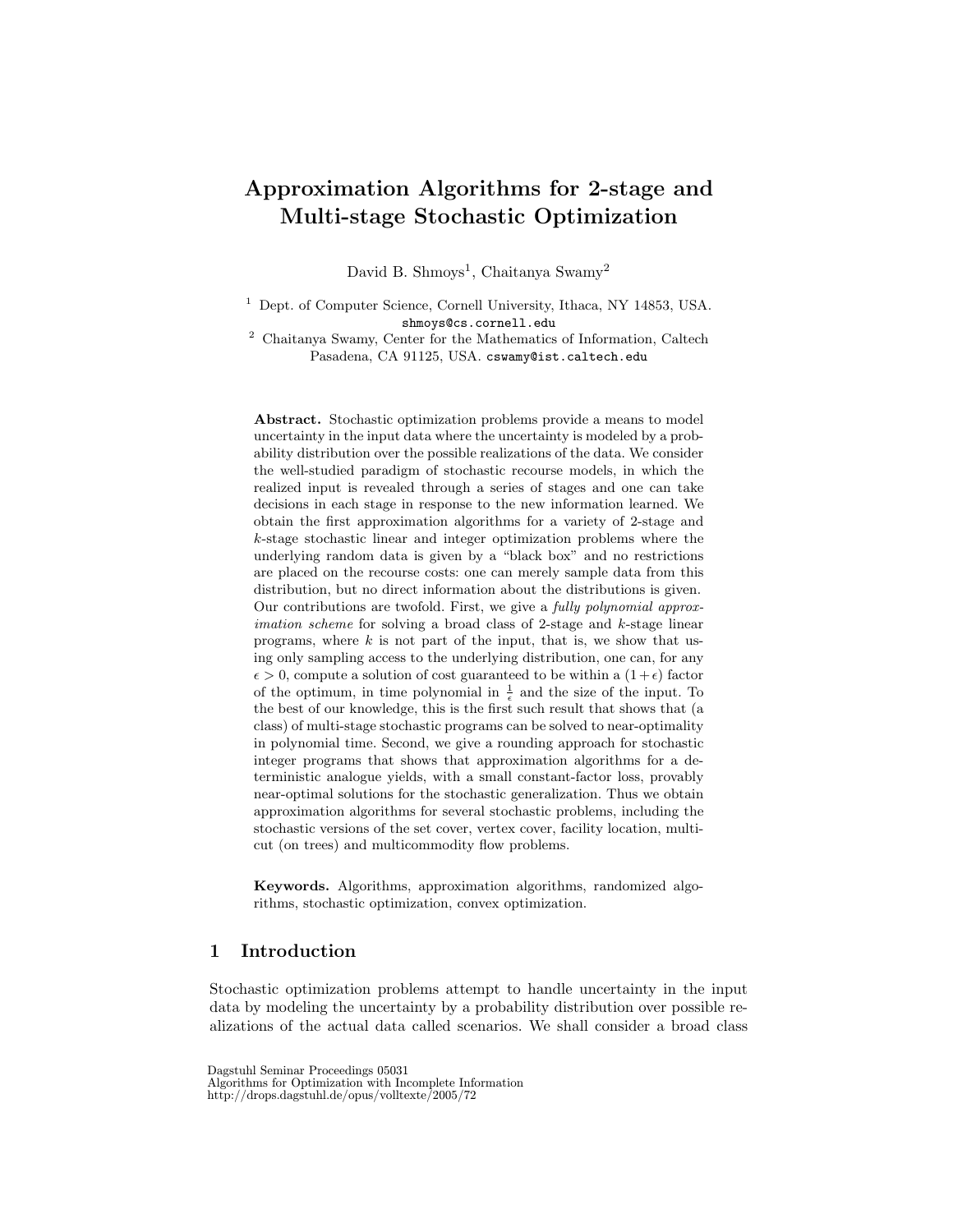# Approximation Algorithms for 2-stage and Multi-stage Stochastic Optimization

David B. Shmoys[1], Chaitanya Swamy[2]

[1] Dept. of Computer Science, Cornell University, Ithaca, NY 14853, USA. shmoys@cs.cornell.edu

[2] Chaitanya Swamy, Center for the Mathematics of Information, Caltech Pasadena, CA 91125, USA. cswamy@ist.caltech.edu

**Abstract.** Stochastic optimization problems provide a means to model uncertainty in the input data where the uncertainty is modeled by a probability distribution over the possible realizations of the data. We consider the well-studied paradigm of stochastic recourse models, in which the realized input is revealed through a series of stages and one can take decisions in each stage in response to the new information learned. We obtain the first approximation algorithms for a variety of 2-stage and $k$-stage stochastic linear and integer optimization problems where the underlying random data is given by a "black box" and no restrictions are placed on the recourse costs: one can merely sample data from this distribution, but no direct information about the distributions is given. Our contributions are twofold. First, we give a *fully polynomial approximation scheme* for solving a broad class of 2-stage and $k$-stage linear programs, where $k$ is not part of the input, that is, we show that using only sampling access to the underlying distribution, one can, for any $\epsilon > 0$, compute a solution of cost guaranteed to be within a $(1+\epsilon)$ factor of the optimum, in time polynomial in $\frac{1}{\epsilon}$ and the size of the input. To the best of our knowledge, this is the first such result that shows that (a class) of multi-stage stochastic programs can be solved to near-optimality in polynomial time. Second, we give a rounding approach for stochastic integer programs that shows that approximation algorithms for a deterministic analogue yields, with a small constant-factor loss, provably near-optimal solutions for the stochastic generalization. Thus we obtain approximation algorithms for several stochastic problems, including the stochastic versions of the set cover, vertex cover, facility location, multicut (on trees) and multicommodity flow problems.

**Keywords.** Algorithms, approximation algorithms, randomized algorithms, stochastic optimization, convex optimization.

## 1 Introduction

Stochastic optimization problems attempt to handle uncertainty in the input data by modeling the uncertainty by a probability distribution over possible realizations of the actual data called scenarios. We shall consider a broad class

Dagstuhl Seminar Proceedings 05031
Algorithms for Optimization with Incomplete Information
http://drops.dagstuhl.de/opus/volltexte/2005/72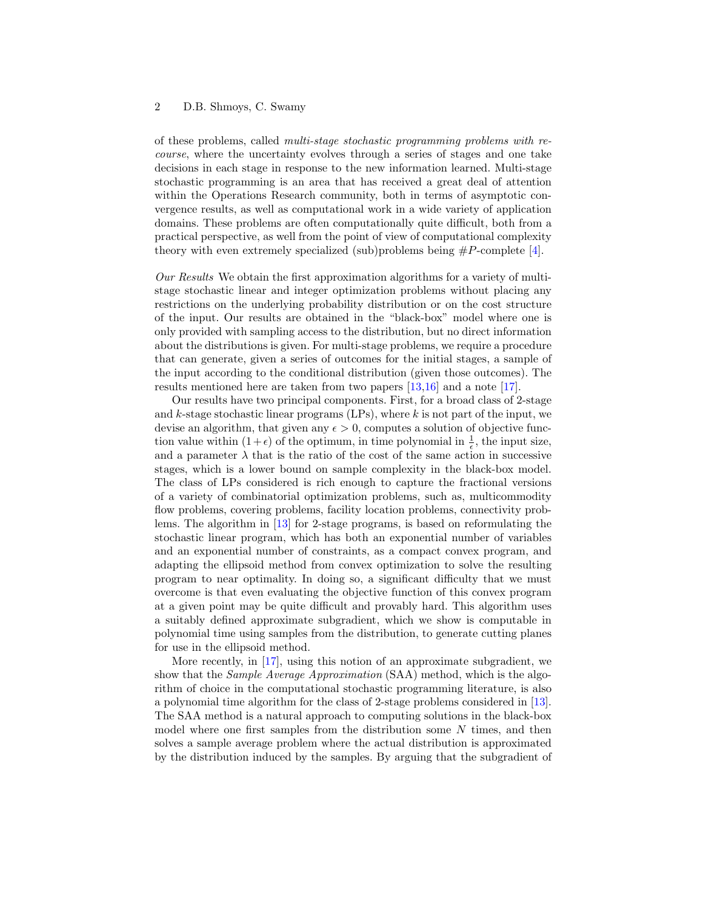of these problems, called *multi-stage stochastic programming problems with recourse*, where the uncertainty evolves through a series of stages and one take decisions in each stage in response to the new information learned. Multi-stage stochastic programming is an area that has received a great deal of attention within the Operations Research community, both in terms of asymptotic convergence results, as well as computational work in a wide variety of application domains. These problems are often computationally quite difficult, both from a practical perspective, as well from the point of view of computational complexity theory with even extremely specialized (sub)problems being $\#P$-complete [4].

*Our Results* We obtain the first approximation algorithms for a variety of multi-stage stochastic linear and integer optimization problems without placing any restrictions on the underlying probability distribution or on the cost structure of the input. Our results are obtained in the "black-box" model where one is only provided with sampling access to the distribution, but no direct information about the distributions is given. For multi-stage problems, we require a procedure that can generate, given a series of outcomes for the initial stages, a sample of the input according to the conditional distribution (given those outcomes). The results mentioned here are taken from two papers [13,16] and a note [17].

Our results have two principal components. First, for a broad class of 2-stage and $k$-stage stochastic linear programs (LPs), where $k$ is not part of the input, we devise an algorithm, that given any $\epsilon > 0$, computes a solution of objective function value within $(1+\epsilon)$ of the optimum, in time polynomial in $\frac{1}{\epsilon}$, the input size, and a parameter $\lambda$ that is the ratio of the cost of the same action in successive stages, which is a lower bound on sample complexity in the black-box model. The class of LPs considered is rich enough to capture the fractional versions of a variety of combinatorial optimization problems, such as, multicommodity flow problems, covering problems, facility location problems, connectivity problems. The algorithm in [13] for 2-stage programs, is based on reformulating the stochastic linear program, which has both an exponential number of variables and an exponential number of constraints, as a compact convex program, and adapting the ellipsoid method from convex optimization to solve the resulting program to near optimality. In doing so, a significant difficulty that we must overcome is that even evaluating the objective function of this convex program at a given point may be quite difficult and provably hard. This algorithm uses a suitably defined approximate subgradient, which we show is computable in polynomial time using samples from the distribution, to generate cutting planes for use in the ellipsoid method.

More recently, in [17], using this notion of an approximate subgradient, we show that the *Sample Average Approximation* (SAA) method, which is the algorithm of choice in the computational stochastic programming literature, is also a polynomial time algorithm for the class of 2-stage problems considered in [13]. The SAA method is a natural approach to computing solutions in the black-box model where one first samples from the distribution some $N$ times, and then solves a sample average problem where the actual distribution is approximated by the distribution induced by the samples. By arguing that the subgradient of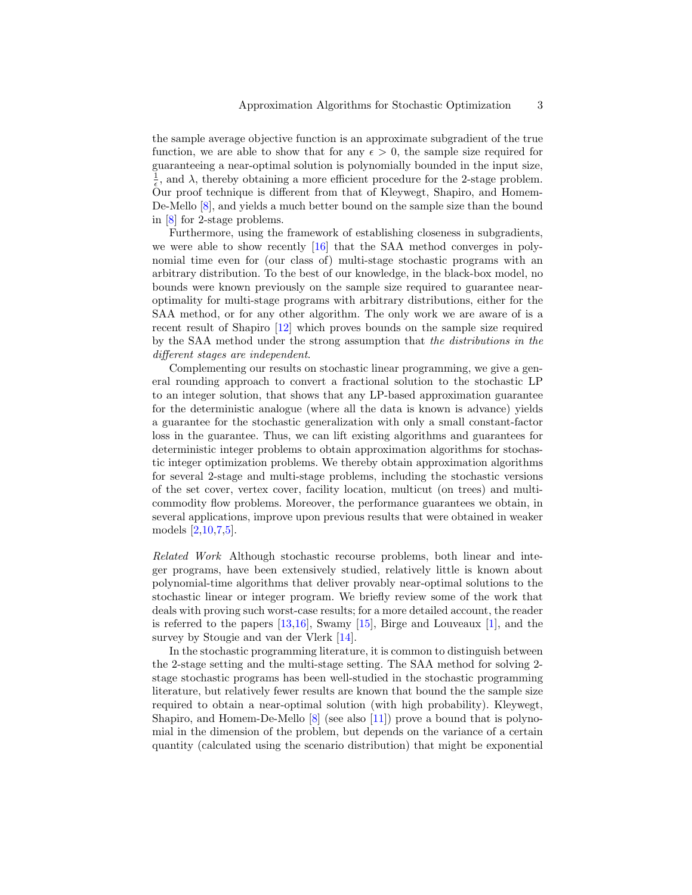the sample average objective function is an approximate subgradient of the true function, we are able to show that for any $\epsilon > 0$, the sample size required for guaranteeing a near-optimal solution is polynomially bounded in the input size, $\frac{1}{\epsilon}$, and $\lambda$, thereby obtaining a more efficient procedure for the 2-stage problem. Our proof technique is different from that of Kleywegt, Shapiro, and Homem-De-Mello [8], and yields a much better bound on the sample size than the bound in [8] for 2-stage problems.

Furthermore, using the framework of establishing closeness in subgradients, we were able to show recently [16] that the SAA method converges in polynomial time even for (our class of) multi-stage stochastic programs with an arbitrary distribution. To the best of our knowledge, in the black-box model, no bounds were known previously on the sample size required to guarantee near-optimality for multi-stage programs with arbitrary distributions, either for the SAA method, or for any other algorithm. The only work we are aware of is a recent result of Shapiro [12] which proves bounds on the sample size required by the SAA method under the strong assumption that *the distributions in the different stages are independent*.

Complementing our results on stochastic linear programming, we give a general rounding approach to convert a fractional solution to the stochastic LP to an integer solution, that shows that any LP-based approximation guarantee for the deterministic analogue (where all the data is known is advance) yields a guarantee for the stochastic generalization with only a small constant-factor loss in the guarantee. Thus, we can lift existing algorithms and guarantees for deterministic integer problems to obtain approximation algorithms for stochastic integer optimization problems. We thereby obtain approximation algorithms for several 2-stage and multi-stage problems, including the stochastic versions of the set cover, vertex cover, facility location, multicut (on trees) and multicommodity flow problems. Moreover, the performance guarantees we obtain, in several applications, improve upon previous results that were obtained in weaker models [2,10,7,5].

*Related Work* Although stochastic recourse problems, both linear and integer programs, have been extensively studied, relatively little is known about polynomial-time algorithms that deliver provably near-optimal solutions to the stochastic linear or integer program. We briefly review some of the work that deals with proving such worst-case results; for a more detailed account, the reader is referred to the papers [13,16], Swamy [15], Birge and Louveaux [1], and the survey by Stougie and van der Vlerk [14].

In the stochastic programming literature, it is common to distinguish between the 2-stage setting and the multi-stage setting. The SAA method for solving 2-stage stochastic programs has been well-studied in the stochastic programming literature, but relatively fewer results are known that bound the the sample size required to obtain a near-optimal solution (with high probability). Kleywegt, Shapiro, and Homem-De-Mello [8] (see also [11]) prove a bound that is polynomial in the dimension of the problem, but depends on the variance of a certain quantity (calculated using the scenario distribution) that might be exponential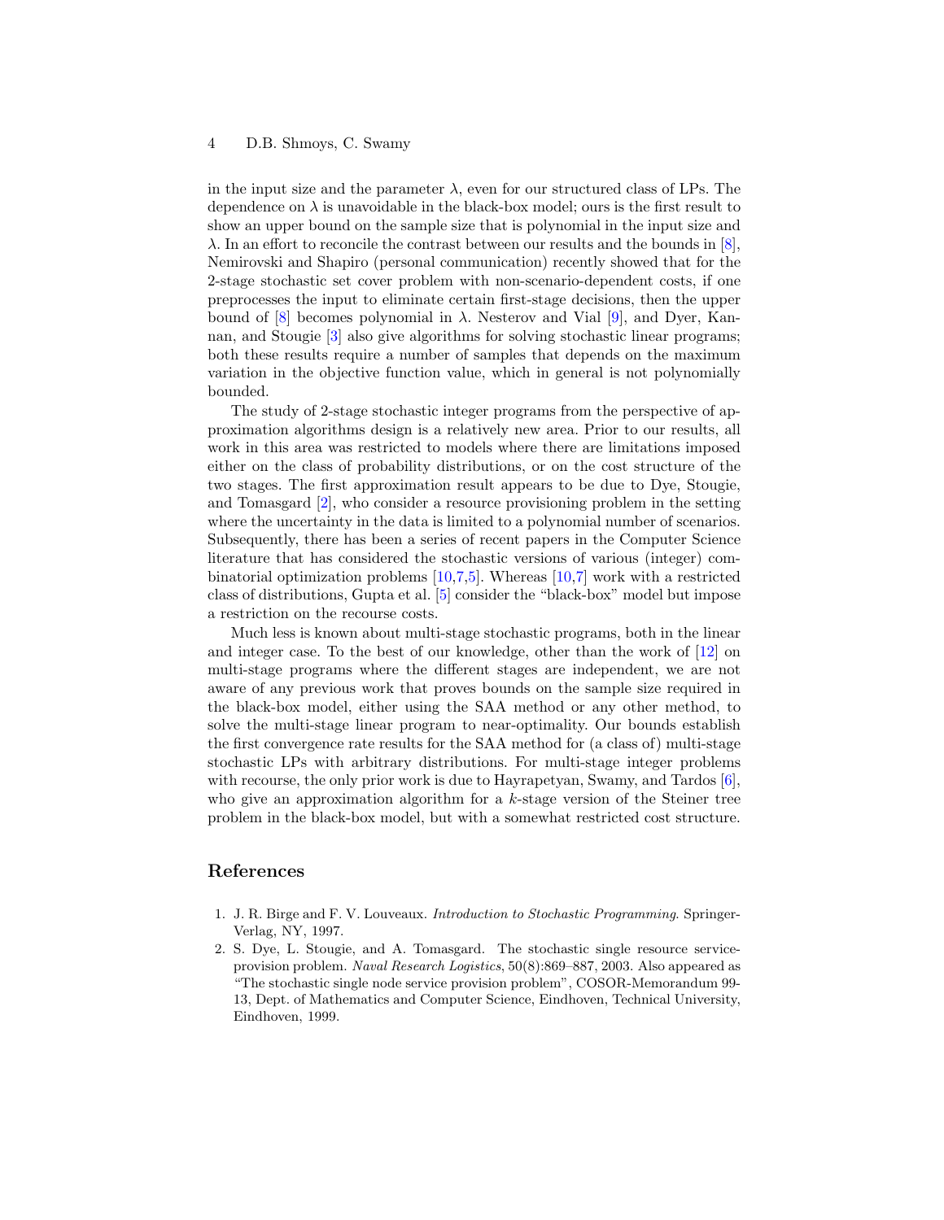in the input size and the parameter $\lambda$, even for our structured class of LPs. The dependence on $\lambda$ is unavoidable in the black-box model; ours is the first result to show an upper bound on the sample size that is polynomial in the input size and $\lambda$. In an effort to reconcile the contrast between our results and the bounds in [8], Nemirovski and Shapiro (personal communication) recently showed that for the 2-stage stochastic set cover problem with non-scenario-dependent costs, if one preprocesses the input to eliminate certain first-stage decisions, then the upper bound of [8] becomes polynomial in $\lambda$. Nesterov and Vial [9], and Dyer, Kannan, and Stougie [3] also give algorithms for solving stochastic linear programs; both these results require a number of samples that depends on the maximum variation in the objective function value, which in general is not polynomially bounded.

The study of 2-stage stochastic integer programs from the perspective of approximation algorithms design is a relatively new area. Prior to our results, all work in this area was restricted to models where there are limitations imposed either on the class of probability distributions, or on the cost structure of the two stages. The first approximation result appears to be due to Dye, Stougie, and Tomasgard [2], who consider a resource provisioning problem in the setting where the uncertainty in the data is limited to a polynomial number of scenarios. Subsequently, there has been a series of recent papers in the Computer Science literature that has considered the stochastic versions of various (integer) combinatorial optimization problems [10,7,5]. Whereas [10,7] work with a restricted class of distributions, Gupta et al. [5] consider the "black-box" model but impose a restriction on the recourse costs.

Much less is known about multi-stage stochastic programs, both in the linear and integer case. To the best of our knowledge, other than the work of [12] on multi-stage programs where the different stages are independent, we are not aware of any previous work that proves bounds on the sample size required in the black-box model, either using the SAA method or any other method, to solve the multi-stage linear program to near-optimality. Our bounds establish the first convergence rate results for the SAA method for (a class of) multi-stage stochastic LPs with arbitrary distributions. For multi-stage integer problems with recourse, the only prior work is due to Hayrapetyan, Swamy, and Tardos [6], who give an approximation algorithm for a $k$-stage version of the Steiner tree problem in the black-box model, but with a somewhat restricted cost structure.

## References

1. J. R. Birge and F. V. Louveaux. *Introduction to Stochastic Programming*. Springer-Verlag, NY, 1997.
2. S. Dye, L. Stougie, and A. Tomasgard. The stochastic single resource service-provision problem. *Naval Research Logistics*, 50(8):869–887, 2003. Also appeared as "The stochastic single node service provision problem", COSOR-Memorandum 99-13, Dept. of Mathematics and Computer Science, Eindhoven, Technical University, Eindhoven, 1999.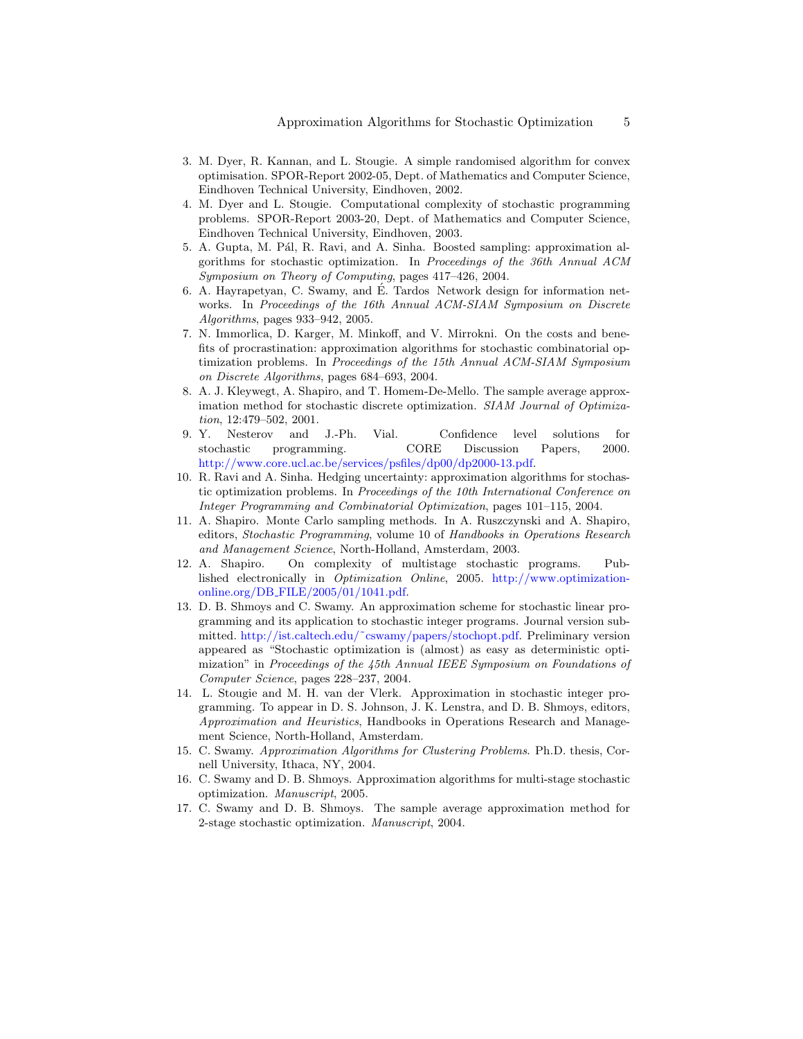3. M. Dyer, R. Kannan, and L. Stougie. A simple randomised algorithm for convex optimisation. SPOR-Report 2002-05, Dept. of Mathematics and Computer Science, Eindhoven Technical University, Eindhoven, 2002.
4. M. Dyer and L. Stougie. Computational complexity of stochastic programming problems. SPOR-Report 2003-20, Dept. of Mathematics and Computer Science, Eindhoven Technical University, Eindhoven, 2003.
5. A. Gupta, M. Pál, R. Ravi, and A. Sinha. Boosted sampling: approximation algorithms for stochastic optimization. In *Proceedings of the 36th Annual ACM Symposium on Theory of Computing*, pages 417–426, 2004.
6. A. Hayrapetyan, C. Swamy, and É. Tardos Network design for information networks. In *Proceedings of the 16th Annual ACM-SIAM Symposium on Discrete Algorithms*, pages 933–942, 2005.
7. N. Immorlica, D. Karger, M. Minkoff, and V. Mirrokni. On the costs and benefits of procrastination: approximation algorithms for stochastic combinatorial optimization problems. In *Proceedings of the 15th Annual ACM-SIAM Symposium on Discrete Algorithms*, pages 684–693, 2004.
8. A. J. Kleywegt, A. Shapiro, and T. Homem-De-Mello. The sample average approximation method for stochastic discrete optimization. *SIAM Journal of Optimization*, 12:479–502, 2001.
9. Y. Nesterov and J.-Ph. Vial. Confidence level solutions for stochastic programming. CORE Discussion Papers, 2000. http://www.core.ucl.ac.be/services/psfiles/dp00/dp2000-13.pdf.
10. R. Ravi and A. Sinha. Hedging uncertainty: approximation algorithms for stochastic optimization problems. In *Proceedings of the 10th International Conference on Integer Programming and Combinatorial Optimization*, pages 101–115, 2004.
11. A. Shapiro. Monte Carlo sampling methods. In A. Ruszczynski and A. Shapiro, editors, *Stochastic Programming*, volume 10 of *Handbooks in Operations Research and Management Science*, North-Holland, Amsterdam, 2003.
12. A. Shapiro. On complexity of multistage stochastic programs. Published electronically in *Optimization Online*, 2005. http://www.optimization-online.org/DB_FILE/2005/01/1041.pdf.
13. D. B. Shmoys and C. Swamy. An approximation scheme for stochastic linear programming and its application to stochastic integer programs. Journal version submitted. http://ist.caltech.edu/~cswamy/papers/stochopt.pdf. Preliminary version appeared as "Stochastic optimization is (almost) as easy as deterministic optimization" in *Proceedings of the 45th Annual IEEE Symposium on Foundations of Computer Science*, pages 228–237, 2004.
14. L. Stougie and M. H. van der Vlerk. Approximation in stochastic integer programming. To appear in D. S. Johnson, J. K. Lenstra, and D. B. Shmoys, editors, *Approximation and Heuristics*, Handbooks in Operations Research and Management Science, North-Holland, Amsterdam.
15. C. Swamy. *Approximation Algorithms for Clustering Problems*. Ph.D. thesis, Cornell University, Ithaca, NY, 2004.
16. C. Swamy and D. B. Shmoys. Approximation algorithms for multi-stage stochastic optimization. *Manuscript*, 2005.
17. C. Swamy and D. B. Shmoys. The sample average approximation method for 2-stage stochastic optimization. *Manuscript*, 2004.